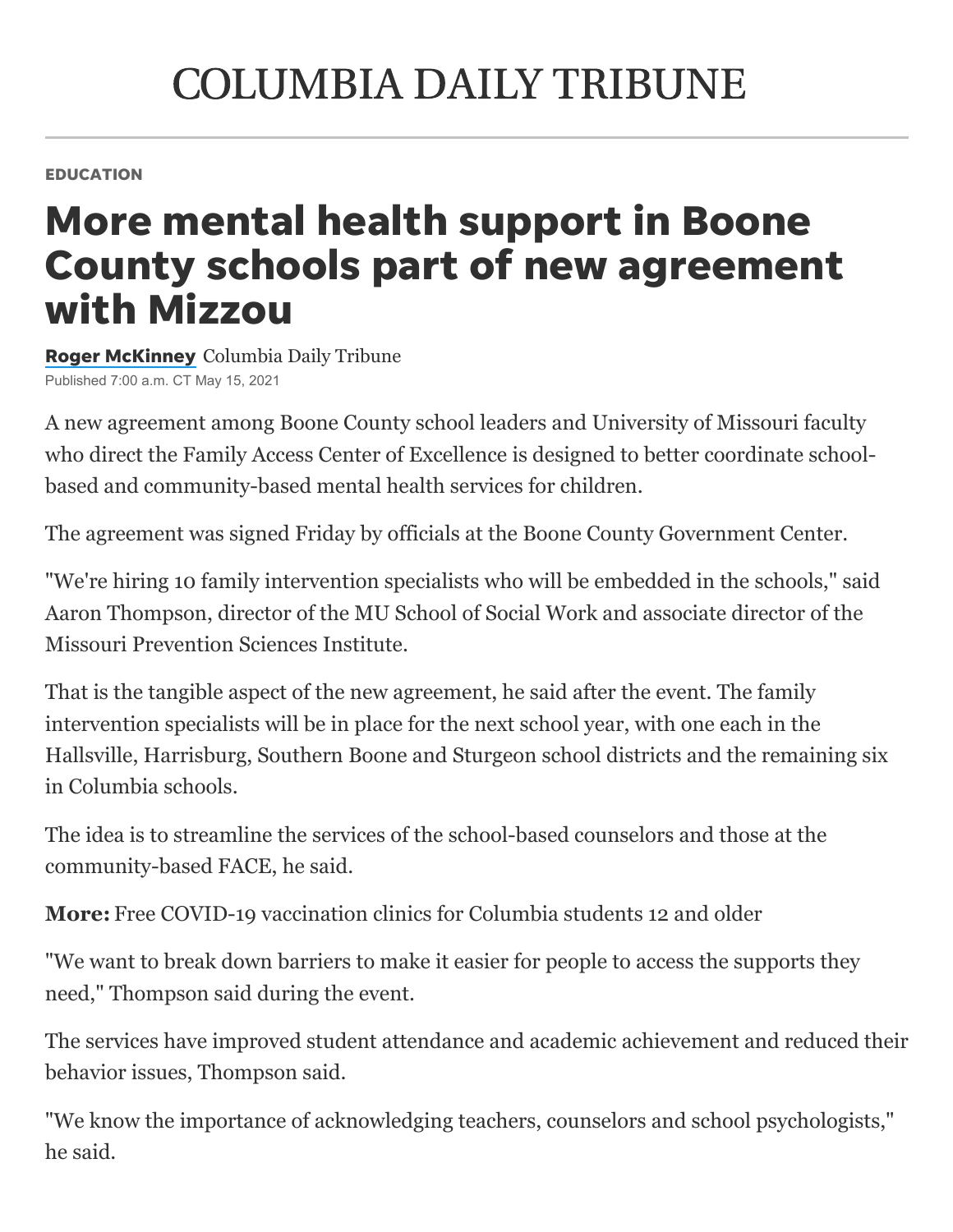COLUMBIA DAILY TRIBUNE

EDUCATION

# More mental health support in Boone County schools part of new agreement with Mizzou

**Roger McKinney** Columbia Daily Tribune

Published 7:00 a.m. CT May 15, 2021

A new agreement among Boone County school leaders and University of Missouri faculty who direct the Family Access Center of Excellence is designed to better coordinate school-based and community-based mental health services for children.

The agreement was signed Friday by officials at the Boone County Government Center.

"We're hiring 10 family intervention specialists who will be embedded in the schools," said Aaron Thompson, director of the MU School of Social Work and associate director of the Missouri Prevention Sciences Institute.

That is the tangible aspect of the new agreement, he said after the event. The family intervention specialists will be in place for the next school year, with one each in the Hallsville, Harrisburg, Southern Boone and Sturgeon school districts and the remaining six in Columbia schools.

The idea is to streamline the services of the school-based counselors and those at the community-based FACE, he said.

**More:** Free COVID-19 vaccination clinics for Columbia students 12 and older

"We want to break down barriers to make it easier for people to access the supports they need," Thompson said during the event.

The services have improved student attendance and academic achievement and reduced their behavior issues, Thompson said.

"We know the importance of acknowledging teachers, counselors and school psychologists," he said.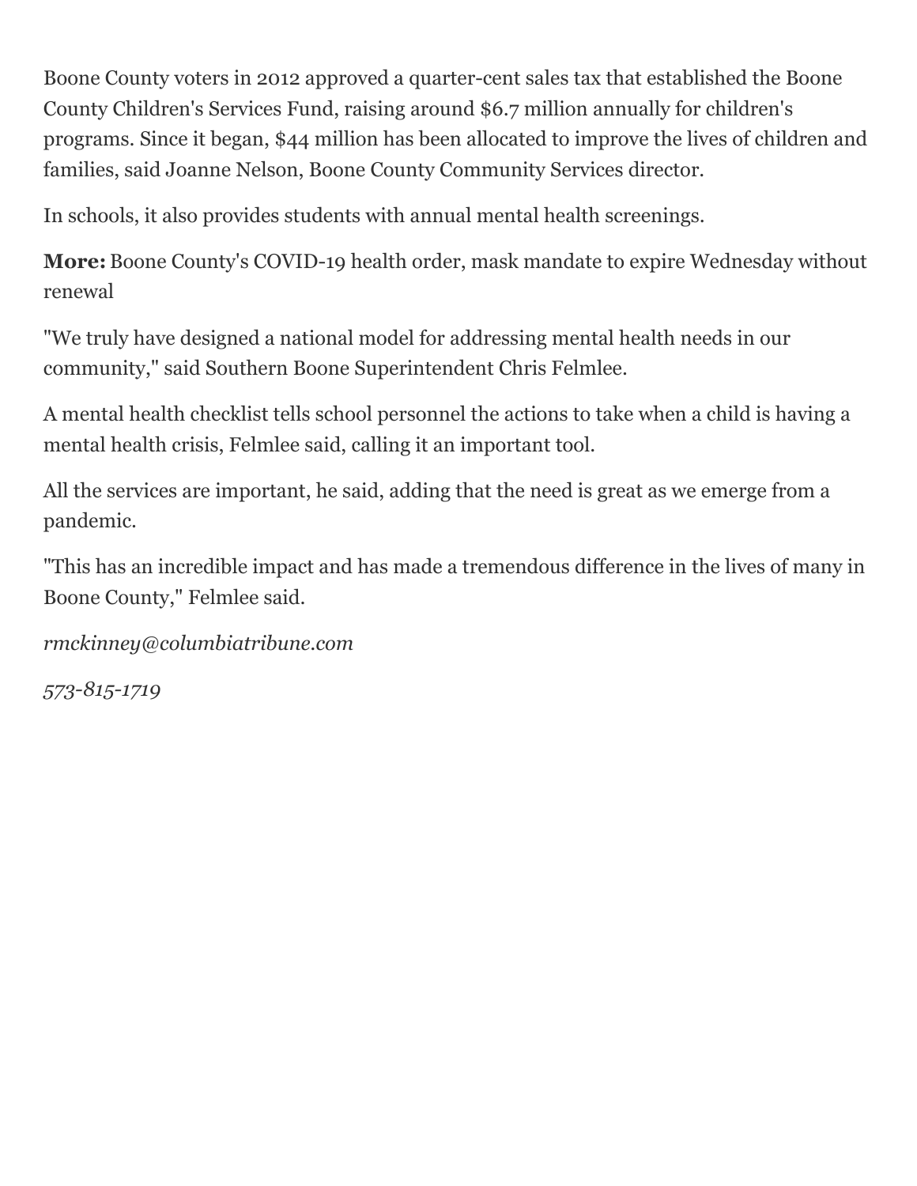Boone County voters in 2012 approved a quarter-cent sales tax that established the Boone County Children's Services Fund, raising around $6.7 million annually for children's programs. Since it began, $44 million has been allocated to improve the lives of children and families, said Joanne Nelson, Boone County Community Services director.

In schools, it also provides students with annual mental health screenings.

**More:** Boone County's COVID-19 health order, mask mandate to expire Wednesday without renewal

"We truly have designed a national model for addressing mental health needs in our community," said Southern Boone Superintendent Chris Felmlee.

A mental health checklist tells school personnel the actions to take when a child is having a mental health crisis, Felmlee said, calling it an important tool.

All the services are important, he said, adding that the need is great as we emerge from a pandemic.

"This has an incredible impact and has made a tremendous difference in the lives of many in Boone County," Felmlee said.

*rmckinney@columbiatribune.com*

*573-815-1719*